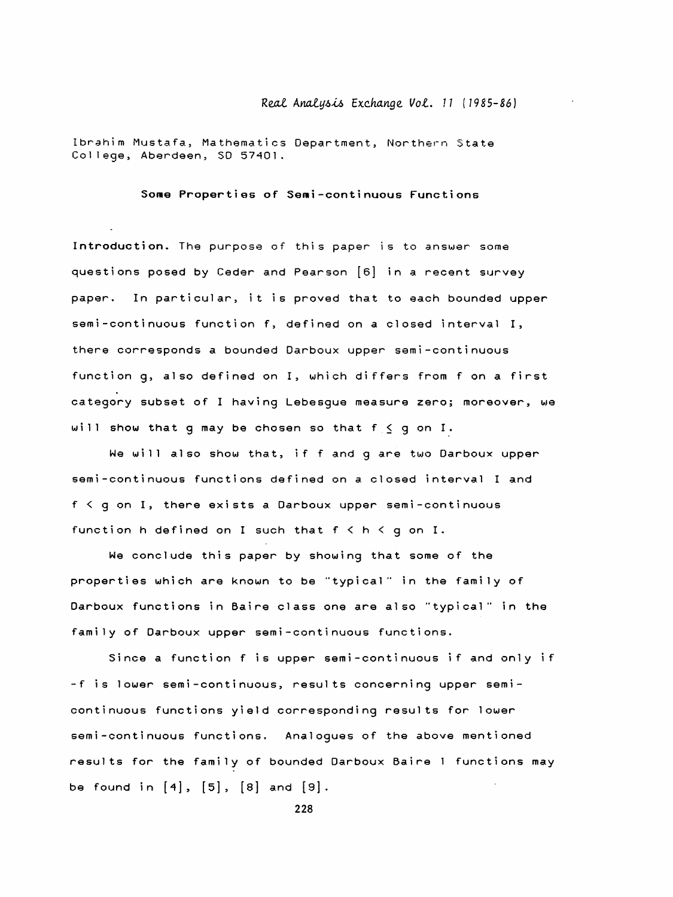Ibrahim Mustafa, Mathematics Department, Northern State College, Aberdeen, SD 57401.

## Some Properties of Semi-continuous Functions

**Introduction.** The purpose of this paper is to answer some questions posed by Ceder and Pearson [6] in a recent survey paper. In particular, it is proved that to each bounded upper semi-continuous function f, defined on a closed interval I, there corresponds a bounded Darboux upper semi-continuous function g, also defined on I, which differs from f on a first category subset of I having Lebesgue measure zero; moreover, we will show that g may be chosen so that $f \leq g$ on I.

We will also show that, if f and g are two Darboux upper semi-continuous functions defined on a closed interval I and $f < g$ on I, there exists a Darboux upper semi-continuous function h defined on I such that $f < h < g$ on I.

We conclude this paper by showing that some of the properties which are known to be "typical" in the family of Darboux functions in Baire class one are also "typical" in the family of Darboux upper semi-continuous functions.

Since a function f is upper semi-continuous if and only if -f is lower semi-continuous, results concerning upper semi-continuous functions yield corresponding results for lower semi-continuous functions. Analogues of the above mentioned results for the family of bounded Darboux Baire 1 functions may be found in [4], [5], [8] and [9].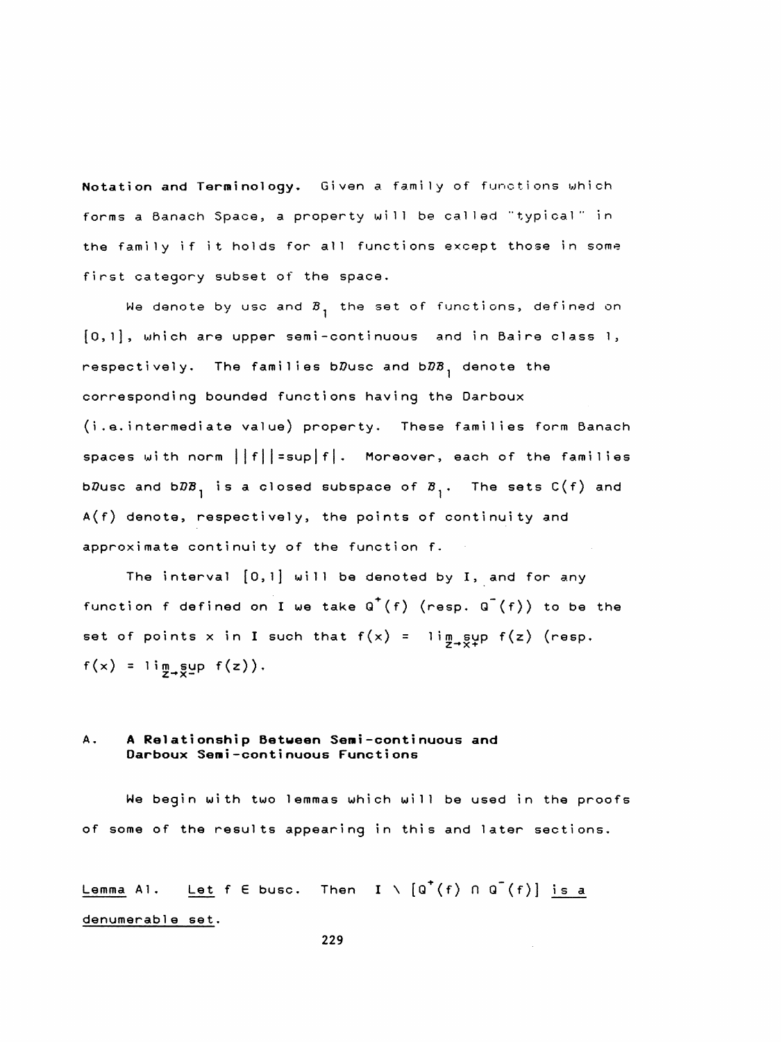**Notation and Terminology.** Given a family of functions which forms a Banach Space, a property will be called "typical" in the family if it holds for all functions except those in some first category subset of the space.

We denote by usc and $\mathcal{B}_1$ the set of functions, defined on $[0,1]$, which are upper semi-continuous and in Baire class 1, respectively. The families b$\mathcal{D}$usc and b$\mathcal{DB}_1$ denote the corresponding bounded functions having the Darboux (i.e. intermediate value) property. These families form Banach spaces with norm $||f||=\sup|f|$. Moreover, each of the families b$\mathcal{D}$usc and b$\mathcal{DB}_1$ is a closed subspace of $\mathcal{B}_1$. The sets $C(f)$ and $A(f)$ denote, respectively, the points of continuity and approximate continuity of the function f.

The interval $[0,1]$ will be denoted by I, and for any function f defined on I we take $Q^+(f)$ (resp. $Q^-(f)$) to be the set of points x in I such that $f(x) = \limsup_{z\to x+} f(z)$ (resp. $f(x) = \limsup_{z\to x-} f(z)$).

## A. A Relationship Between Semi-continuous and Darboux Semi-continuous Functions

We begin with two lemmas which will be used in the proofs of some of the results appearing in this and later sections.

Lemma A1. Let $f \in$ busc. Then $I \setminus [Q^+(f) \cap Q^-(f)]$ is a denumerable set.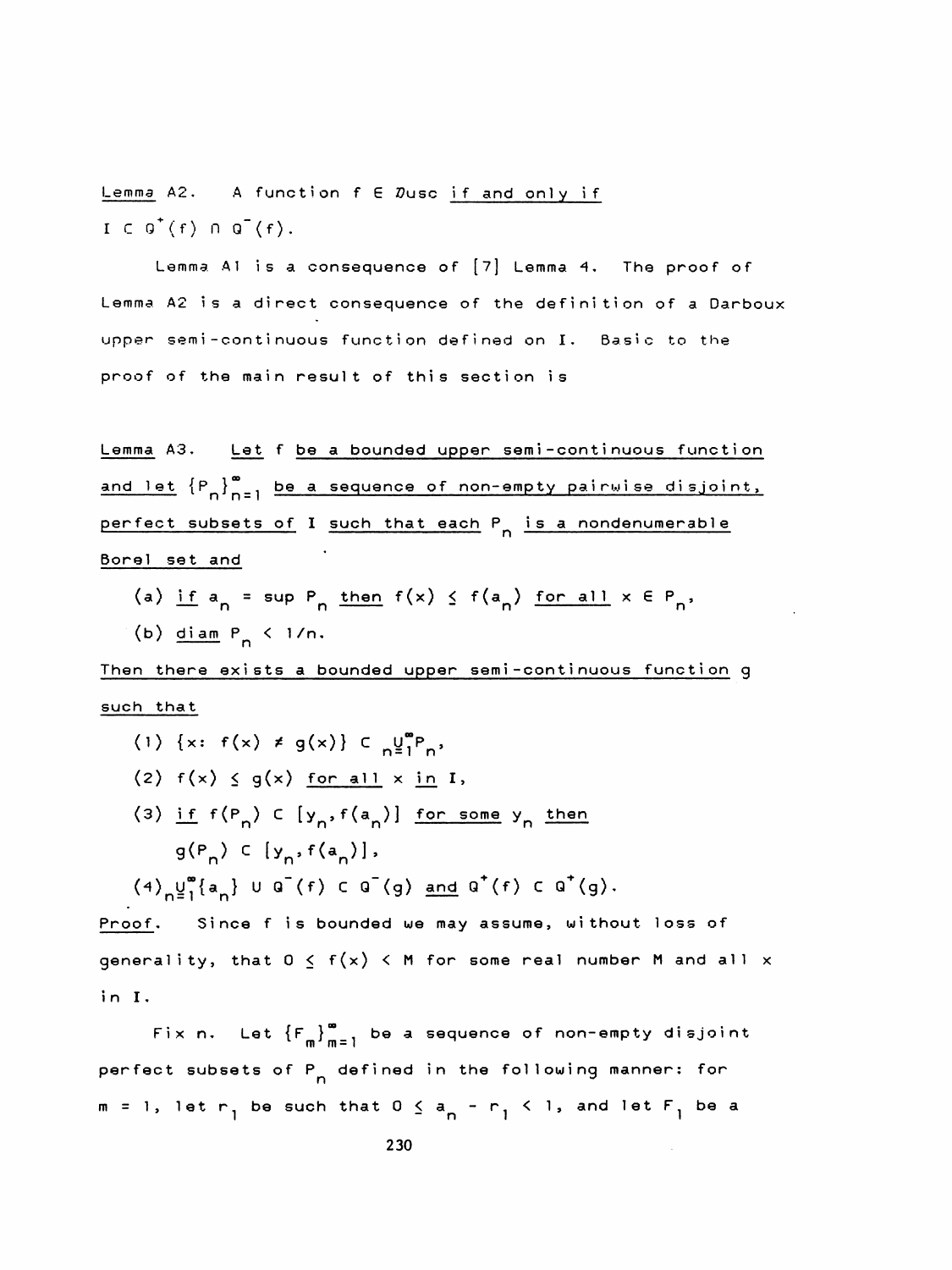Lemma A2. A function $f \in \mathcal{D}usc$ if and only if $I \subset Q^+(f) \cap Q^-(f)$.

Lemma A1 is a consequence of [7] Lemma 4. The proof of Lemma A2 is a direct consequence of the definition of a Darboux upper semi-continuous function defined on I. Basic to the proof of the main result of this section is

Lemma A3. Let f be a bounded upper semi-continuous function and let $\{P_n\}_{n=1}^{\infty}$ be a sequence of non-empty pairwise disjoint, perfect subsets of I such that each $P_n$ is a nondenumerable Borel set and

(a) if $a_n = \sup P_n$ then $f(x) \leq f(a_n)$ for all $x \in P_n$,

(b) diam $P_n < 1/n$.

Then there exists a bounded upper semi-continuous function g such that

(1) $\{x\colon f(x) \neq g(x)\} \subset \bigcup_{n=1}^{\infty} P_n$,

(2) $f(x) \leq g(x)$ for all x in I,

(3) if $f(P_n) \subset [y_n, f(a_n)]$ for some $y_n$ then $g(P_n) \subset [y_n, f(a_n)]$,

(4) $\bigcup_{n=1}^{\infty}\{a_n\} \cup Q^-(f) \subset Q^-(g)$ and $Q^+(f) \subset Q^+(g)$.

Proof. Since f is bounded we may assume, without loss of generality, that $0 \leq f(x) < M$ for some real number M and all x in I.

Fix n. Let $\{F_m\}_{m=1}^{\infty}$ be a sequence of non-empty disjoint perfect subsets of $P_n$ defined in the following manner: for $m = 1$, let $r_1$ be such that $0 \leq a_n - r_1 < 1$, and let $F_1$ be a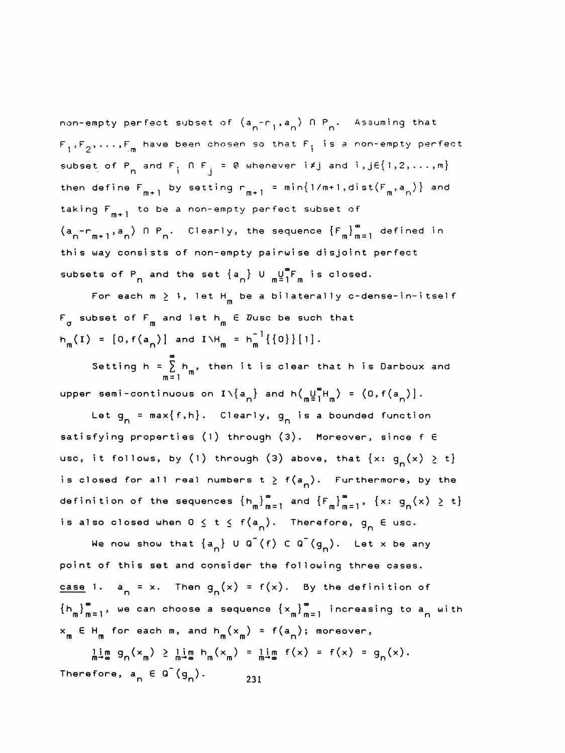non-empty perfect subset of $(a_n - r_1, a_n) \cap P_n$. Assuming that $F_1, F_2, \ldots, F_m$ have been chosen so that $F_i$ is a non-empty perfect subset of $P_n$ and $F_i \cap F_j = \emptyset$ whenever $i \neq j$ and $i, j \in \{1, 2, \ldots, m\}$ then define $F_{m+1}$ by setting $r_{m+1} = \min\{1/m+1, \text{dist}(F_m, a_n)\}$ and taking $F_{m+1}$ to be a non-empty perfect subset of $(a_n - r_{m+1}, a_n) \cap P_n$. Clearly, the sequence $\{F_m\}_{m=1}^{\infty}$ defined in this way consists of non-empty pairwise disjoint perfect subsets of $P_n$ and the set $\{a_n\} \cup \bigcup_{m=1}^{\infty} F_m$ is closed.

For each $m \geq 1$, let $H_m$ be a bilaterally c-dense-in-itself $F_\sigma$ subset of $F_m$ and let $h_m \in \mathcal{D}$usc be such that $h_m(I) = [0, f(a_n)]$ and $I \setminus H_m = h_m^{-1}\{\{0\}\}$[1].

Setting $h = \sum_{m=1}^{\infty} h_m$, then it is clear that $h$ is Darboux and upper semi-continuous on $I \setminus \{a_n\}$ and $h(\bigcup_{m=1}^{\infty} H_m) = (0, f(a_n)]$.

Let $g_n = \max\{f, h\}$. Clearly, $g_n$ is a bounded function satisfying properties (1) through (3). Moreover, since $f \in$ usc, it follows, by (1) through (3) above, that $\{x : g_n(x) \geq t\}$ is closed for all real numbers $t \geq f(a_n)$. Furthermore, by the definition of the sequences $\{h_m\}_{m=1}^{\infty}$ and $\{F_m\}_{m=1}^{\infty}$, $\{x : g_n(x) \geq t\}$ is also closed when $0 \leq t \leq f(a_n)$. Therefore, $g_n \in$ usc.

We now show that $\{a_n\} \cup Q^-(f) \subset Q^-(g_n)$. Let $x$ be any point of this set and consider the following three cases.

<u>case</u> 1. $a_n = x$. Then $g_n(x) = f(x)$. By the definition of $\{h_m\}_{m=1}^{\infty}$, we can choose a sequence $\{x_m\}_{m=1}^{\infty}$ increasing to $a_n$ with $x_m \in H_m$ for each $m$, and $h_m(x_m) = f(a_n)$; moreover,

$$\lim_{m \to \infty} g_n(x_m) \geq \lim_{m \to \infty} h_m(x_m) = \lim_{m \to \infty} f(x) = f(x) = g_n(x).$$

Therefore, $a_n \in Q^-(g_n)$.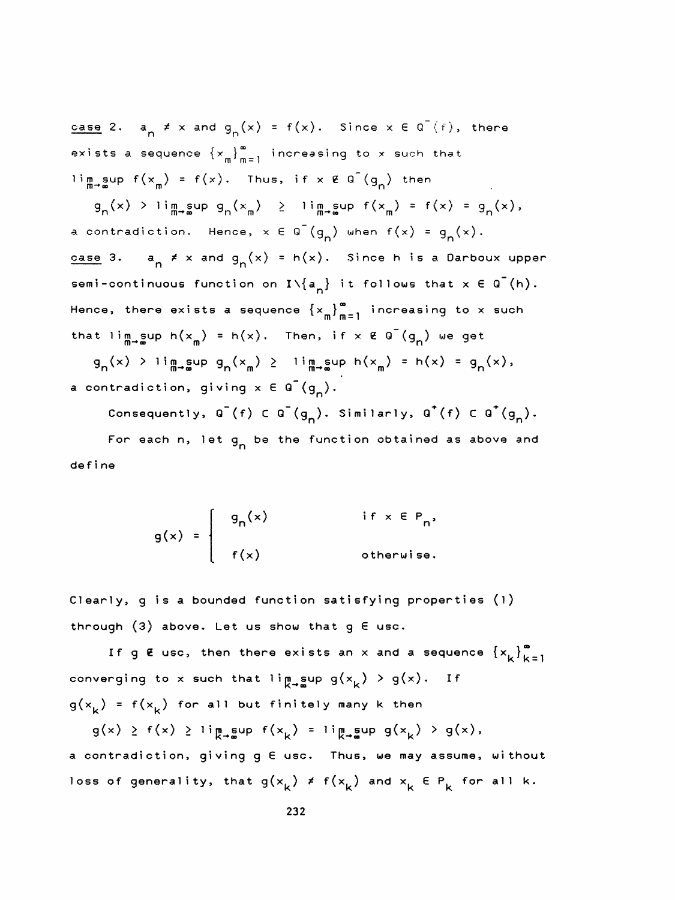<u>case</u> 2. $a_n \neq x$ and $g_n(x) = f(x)$. Since $x \in Q^-(f)$, there exists a sequence $\{x_m\}_{m=1}^{\infty}$ increasing to $x$ such that $\limsup_{m\to\infty} f(x_m) = f(x)$. Thus, if $x \notin Q^-(g_n)$ then

$$g_n(x) > \limsup_{m\to\infty} g_n(x_m) \geq \limsup_{m\to\infty} f(x_m) = f(x) = g_n(x),$$

a contradiction. Hence, $x \in Q^-(g_n)$ when $f(x) = g_n(x)$.

<u>case</u> 3. $a_n \neq x$ and $g_n(x) = h(x)$. Since $h$ is a Darboux upper semi-continuous function on $I\backslash\{a_n\}$ it follows that $x \in Q^-(h)$. Hence, there exists a sequence $\{x_m\}_{m=1}^{\infty}$ increasing to $x$ such that $\limsup_{m\to\infty} h(x_m) = h(x)$. Then, if $x \notin Q^-(g_n)$ we get

$$g_n(x) > \limsup_{m\to\infty} g_n(x_m) \geq \limsup_{m\to\infty} h(x_m) = h(x) = g_n(x),$$

a contradiction, giving $x \in Q^-(g_n)$.

Consequently, $Q^-(f) \subset Q^-(g_n)$. Similarly, $Q^+(f) \subset Q^+(g_n)$.

For each $n$, let $g_n$ be the function obtained as above and define

$$g(x) = \begin{cases} g_n(x) & \text{if } x \in P_n, \\ f(x) & \text{otherwise.} \end{cases}$$

Clearly, $g$ is a bounded function satisfying properties (1) through (3) above. Let us show that $g \in$ usc.

If $g \notin$ usc, then there exists an $x$ and a sequence $\{x_k\}_{k=1}^{\infty}$ converging to $x$ such that $\limsup_{k\to\infty} g(x_k) > g(x)$. If $g(x_k) = f(x_k)$ for all but finitely many $k$ then

$$g(x) \geq f(x) \geq \limsup_{k\to\infty} f(x_k) = \limsup_{k\to\infty} g(x_k) > g(x),$$

a contradiction, giving $g \in$ usc. Thus, we may assume, without loss of generality, that $g(x_k) \neq f(x_k)$ and $x_k \in P_k$ for all $k$.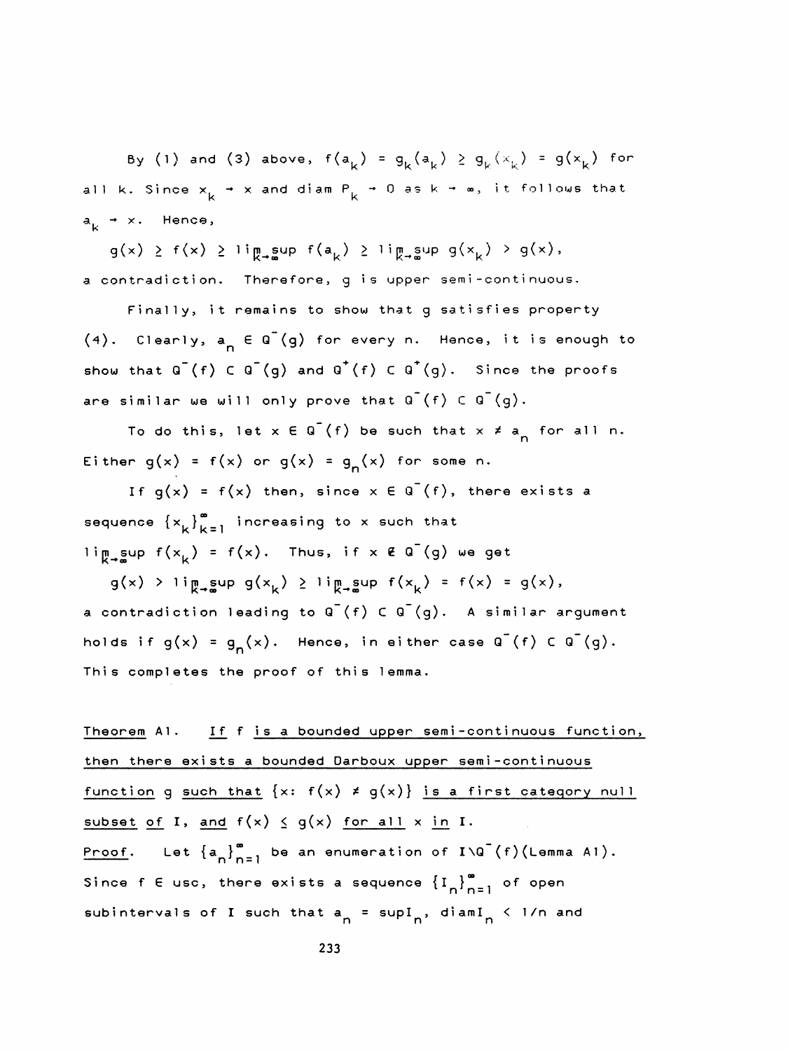By (1) and (3) above, $f(a_k) = g_k(a_k) \geq g_k(x_k) = g(x_k)$ for all k. Since $x_k \to x$ and diam $P_k \to 0$ as $k \to \infty$, it follows that $a_k \to x$. Hence,

$$g(x) \geq f(x) \geq \limsup_{k\to\infty} f(a_k) \geq \limsup_{k\to\infty} g(x_k) > g(x),$$

a contradiction. Therefore, g is upper semi-continuous.

Finally, it remains to show that g satisfies property (4). Clearly, $a_n \in Q^-(g)$ for every n. Hence, it is enough to show that $Q^-(f) \subset Q^-(g)$ and $Q^+(f) \subset Q^+(g)$. Since the proofs are similar we will only prove that $Q^-(f) \subset Q^-(g)$.

To do this, let $x \in Q^-(f)$ be such that $x \neq a_n$ for all n. Either $g(x) = f(x)$ or $g(x) = g_n(x)$ for some n.

If $g(x) = f(x)$ then, since $x \in Q^-(f)$, there exists a sequence $\{x_k\}_{k=1}^{\infty}$ increasing to x such that $\limsup_{k\to\infty} f(x_k) = f(x)$. Thus, if $x \notin Q^-(g)$ we get

$$g(x) > \limsup_{k\to\infty} g(x_k) \geq \limsup_{k\to\infty} f(x_k) = f(x) = g(x),$$

a contradiction leading to $Q^-(f) \subset Q^-(g)$. A similar argument holds if $g(x) = g_n(x)$. Hence, in either case $Q^-(f) \subset Q^-(g)$. This completes the proof of this lemma.

<u>Theorem A1.</u> <u>If f is a bounded upper semi-continuous function, then there exists a bounded Darboux upper semi-continuous function g such that $\{x: f(x) \neq g(x)\}$ is a first category null subset of I, and $f(x) \leq g(x)$ for all x in I.</u>

<u>Proof.</u> Let $\{a_n\}_{n=1}^{\infty}$ be an enumeration of $I \setminus Q^-(f)$ (Lemma A1). Since $f \in$ usc, there exists a sequence $\{I_n\}_{n=1}^{\infty}$ of open subintervals of I such that $a_n = \sup I_n$, diam$I_n < 1/n$ and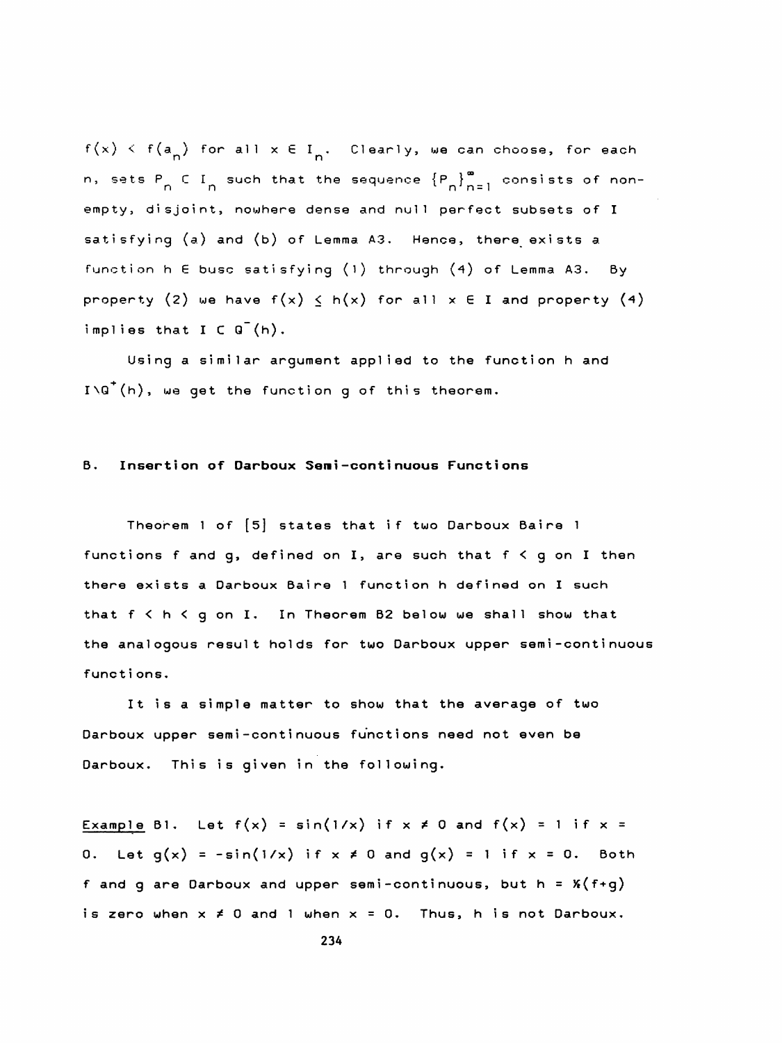$f(x) < f(a_n)$ for all $x \in I_n$. Clearly, we can choose, for each $n$, sets $P_n \subset I_n$ such that the sequence $\{P_n\}_{n=1}^{\infty}$ consists of non-empty, disjoint, nowhere dense and null perfect subsets of $I$ satisfying (a) and (b) of Lemma A3. Hence, there exists a function $h \in$ busc satisfying (1) through (4) of Lemma A3. By property (2) we have $f(x) \leq h(x)$ for all $x \in I$ and property (4) implies that $I \subset Q^{-}(h)$.

Using a similar argument applied to the function $h$ and $I \backslash Q^{+}(h)$, we get the function $g$ of this theorem.

## B. Insertion of Darboux Semi-continuous Functions

Theorem 1 of [5] states that if two Darboux Baire 1 functions $f$ and $g$, defined on $I$, are such that $f < g$ on $I$ then there exists a Darboux Baire 1 function $h$ defined on $I$ such that $f < h < g$ on $I$. In Theorem B2 below we shall show that the analogous result holds for two Darboux upper semi-continuous functions.

It is a simple matter to show that the average of two Darboux upper semi-continuous functions need not even be Darboux. This is given in the following.

<u>Example</u> B1. Let $f(x) = \sin(1/x)$ if $x \neq 0$ and $f(x) = 1$ if $x = 0$. Let $g(x) = -\sin(1/x)$ if $x \neq 0$ and $g(x) = 1$ if $x = 0$. Both $f$ and $g$ are Darboux and upper semi-continuous, but $h = \frac{1}{2}(f+g)$ is zero when $x \neq 0$ and 1 when $x = 0$. Thus, $h$ is not Darboux.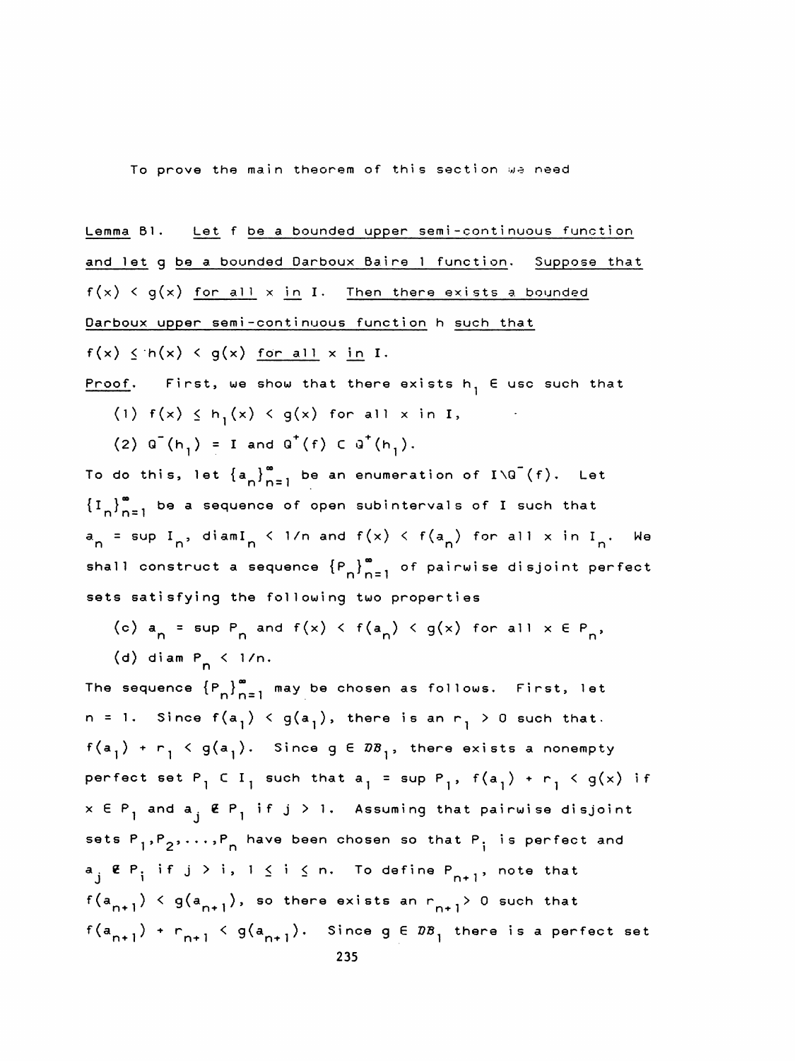To prove the main theorem of this section we need

Lemma B1. *Let $f$ be a bounded upper semi-continuous function and let $g$ be a bounded Darboux Baire 1 function. Suppose that $f(x) < g(x)$ for all $x$ in $I$. Then there exists a bounded Darboux upper semi-continuous function $h$ such that $f(x) \le h(x) < g(x)$ for all $x$ in $I$.*

*Proof.* First, we show that there exists $h_1 \in$ usc such that

(1) $f(x) \le h_1(x) < g(x)$ for all $x$ in $I$,

(2) $Q^-(h_1) = I$ and $Q^+(f) \subset Q^+(h_1)$.

To do this, let $\{a_n\}_{n=1}^{\infty}$ be an enumeration of $I \setminus Q^-(f)$. Let $\{I_n\}_{n=1}^{\infty}$ be a sequence of open subintervals of $I$ such that $a_n = \sup I_n$, $\operatorname{diam} I_n < 1/n$ and $f(x) < f(a_n)$ for all $x$ in $I_n$. We shall construct a sequence $\{P_n\}_{n=1}^{\infty}$ of pairwise disjoint perfect sets satisfying the following two properties

(c) $a_n = \sup P_n$ and $f(x) < f(a_n) < g(x)$ for all $x \in P_n$,

(d) $\operatorname{diam} P_n < 1/n$.

The sequence $\{P_n\}_{n=1}^{\infty}$ may be chosen as follows. First, let $n = 1$. Since $f(a_1) < g(a_1)$, there is an $r_1 > 0$ such that $f(a_1) + r_1 < g(a_1)$. Since $g \in \mathcal{DB}_1$, there exists a nonempty perfect set $P_1 \subset I_1$ such that $a_1 = \sup P_1$, $f(a_1) + r_1 < g(x)$ if $x \in P_1$ and $a_j \notin P_1$ if $j > 1$. Assuming that pairwise disjoint sets $P_1, P_2, \ldots, P_n$ have been chosen so that $P_i$ is perfect and $a_j \notin P_i$ if $j > i$, $1 \le i \le n$. To define $P_{n+1}$, note that $f(a_{n+1}) < g(a_{n+1})$, so there exists an $r_{n+1} > 0$ such that $f(a_{n+1}) + r_{n+1} < g(a_{n+1})$. Since $g \in \mathcal{DB}_1$ there is a perfect set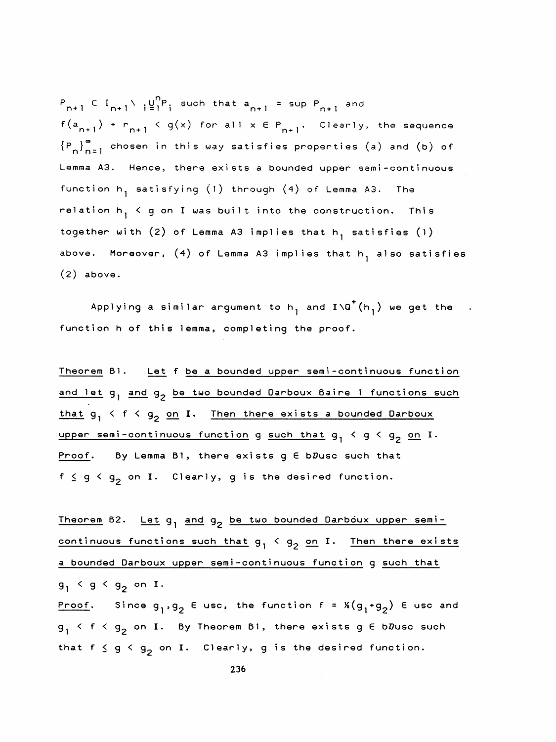$P_{n+1} \subset I_{n+1} \setminus \bigcup_{i=1}^{n} P_i$ such that $a_{n+1} = \sup P_{n+1}$ and $f(a_{n+1}) + r_{n+1} < g(x)$ for all $x \in P_{n+1}$. Clearly, the sequence $\{P_n\}_{n=1}^{\infty}$ chosen in this way satisfies properties (a) and (b) of Lemma A3. Hence, there exists a bounded upper semi-continuous function $h_1$ satisfying (1) through (4) of Lemma A3. The relation $h_1 < g$ on I was built into the construction. This together with (2) of Lemma A3 implies that $h_1$ satisfies (1) above. Moreover, (4) of Lemma A3 implies that $h_1$ also satisfies (2) above.

Applying a similar argument to $h_1$ and $I \setminus Q^{+}(h_1)$ we get the function h of this lemma, completing the proof.

<u>Theorem</u> B1. <u>Let f be a bounded upper semi-continuous function and let $g_1$ and $g_2$ be two bounded Darboux Baire 1 functions such that $g_1 < f < g_2$ on I. Then there exists a bounded Darboux upper semi-continuous function g such that $g_1 < g < g_2$ on I.</u>

<u>Proof</u>. By Lemma B1, there exists $g \in b\mathcal{D}usc$ such that $f \leq g < g_2$ on I. Clearly, g is the desired function.

<u>Theorem</u> B2. <u>Let $g_1$ and $g_2$ be two bounded Darboux upper semi-continuous functions such that $g_1 < g_2$ on I. Then there exists a bounded Darboux upper semi-continuous function g such that $g_1 < g < g_2$ on I.</u>

<u>Proof</u>. Since $g_1, g_2 \in usc$, the function $f = \frac{1}{2}(g_1+g_2) \in usc$ and $g_1 < f < g_2$ on I. By Theorem B1, there exists $g \in b\mathcal{D}usc$ such that $f \leq g < g_2$ on I. Clearly, g is the desired function.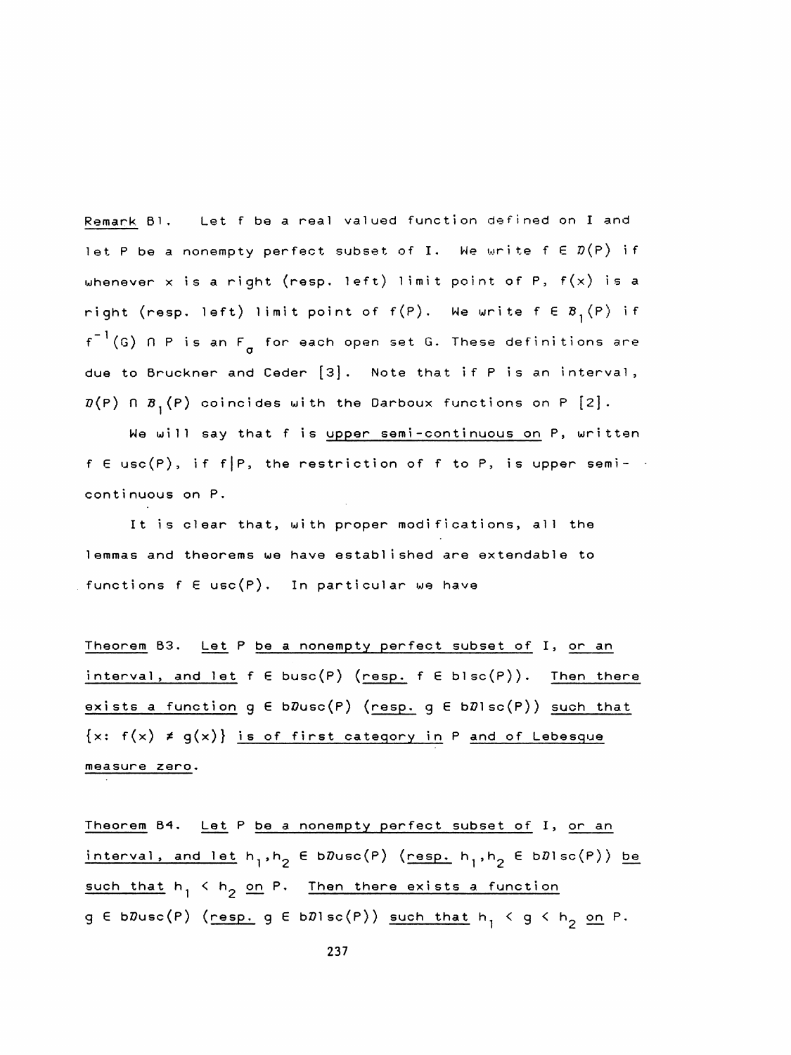Remark B1. Let f be a real valued function defined on I and let P be a nonempty perfect subset of I. We write $f \in \mathcal{D}(P)$ if whenever x is a right (resp. left) limit point of P, f(x) is a right (resp. left) limit point of f(P). We write $f \in \mathcal{B}_1(P)$ if $f^{-1}(G) \cap P$ is an $F_\sigma$ for each open set G. These definitions are due to Bruckner and Ceder [3]. Note that if P is an interval, $\mathcal{D}(P) \cap \mathcal{B}_1(P)$ coincides with the Darboux functions on P [2].

We will say that f is upper semi-continuous on P, written $f \in \text{usc}(P)$, if $f|P$, the restriction of f to P, is upper semi-continuous on P.

It is clear that, with proper modifications, all the lemmas and theorems we have established are extendable to functions $f \in \text{usc}(P)$. In particular we have

Theorem B3. *Let P be a nonempty perfect subset of I, or an interval, and let $f \in \text{busc}(P)$ (resp. $f \in \text{blsc}(P)$). Then there exists a function $g \in \text{b}\mathcal{D}\text{usc}(P)$ (resp. $g \in \text{b}\mathcal{D}\text{lsc}(P)$) such that $\{x\colon f(x) \neq g(x)\}$ is of first category in P and of Lebesgue measure zero.*

Theorem B4. *Let P be a nonempty perfect subset of I, or an interval, and let $h_1, h_2 \in \text{b}\mathcal{D}\text{usc}(P)$ (resp. $h_1, h_2 \in \text{b}\mathcal{D}\text{lsc}(P)$) be such that $h_1 < h_2$ on P. Then there exists a function $g \in \text{b}\mathcal{D}\text{usc}(P)$ (resp. $g \in \text{b}\mathcal{D}\text{lsc}(P)$) such that $h_1 < g < h_2$ on P.*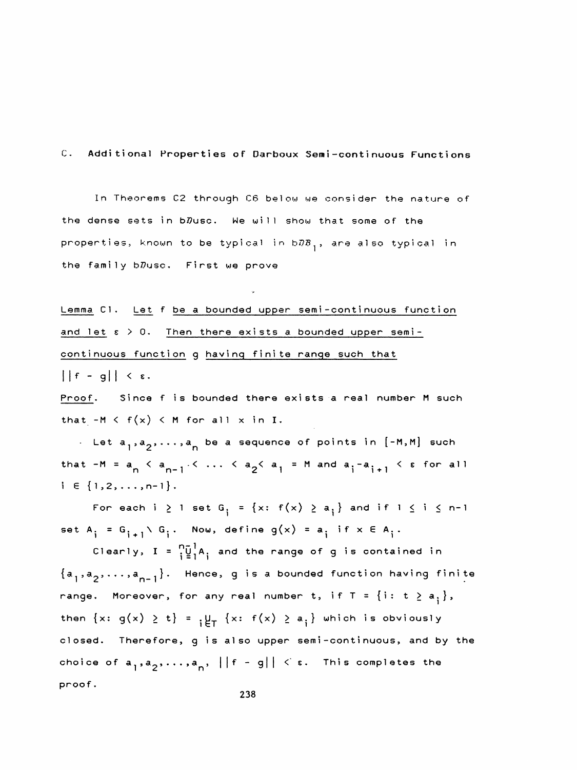## C. Additional Properties of Darboux Semi-continuous Functions

In Theorems C2 through C6 below we consider the nature of the dense sets in b$\mathcal{D}$usc. We will show that some of the properties, known to be typical in b$\mathcal{D}\mathcal{B}_1$, are also typical in the family b$\mathcal{D}$usc. First we prove

Lemma C1. Let f be a bounded upper semi-continuous function and let $\varepsilon > 0$. Then there exists a bounded upper semi-continuous function g having finite range such that $||f - g|| < \varepsilon$.

Proof. Since f is bounded there exists a real number M such that $-M < f(x) < M$ for all x in I.

Let $a_1, a_2, \ldots, a_n$ be a sequence of points in $[-M,M]$ such that $-M = a_n < a_{n-1} < \ldots < a_2 < a_1 = M$ and $a_i - a_{i+1} < \varepsilon$ for all $i \in \{1,2,\ldots,n-1\}$.

For each $i \geq 1$ set $G_i = \{x: f(x) \geq a_i\}$ and if $1 \leq i \leq n-1$ set $A_i = G_{i+1} \setminus G_i$. Now, define $g(x) = a_i$ if $x \in A_i$.

Clearly, $I = \bigcup_{i=1}^{n-1} A_i$ and the range of g is contained in $\{a_1, a_2, \ldots, a_{n-1}\}$. Hence, g is a bounded function having finite range. Moreover, for any real number t, if $T = \{i: t \geq a_i\}$, then $\{x: g(x) \geq t\} = \bigcup_{i \in T} \{x: f(x) \geq a_i\}$ which is obviously closed. Therefore, g is also upper semi-continuous, and by the choice of $a_1, a_2, \ldots, a_n$, $||f - g|| < \varepsilon$. This completes the proof.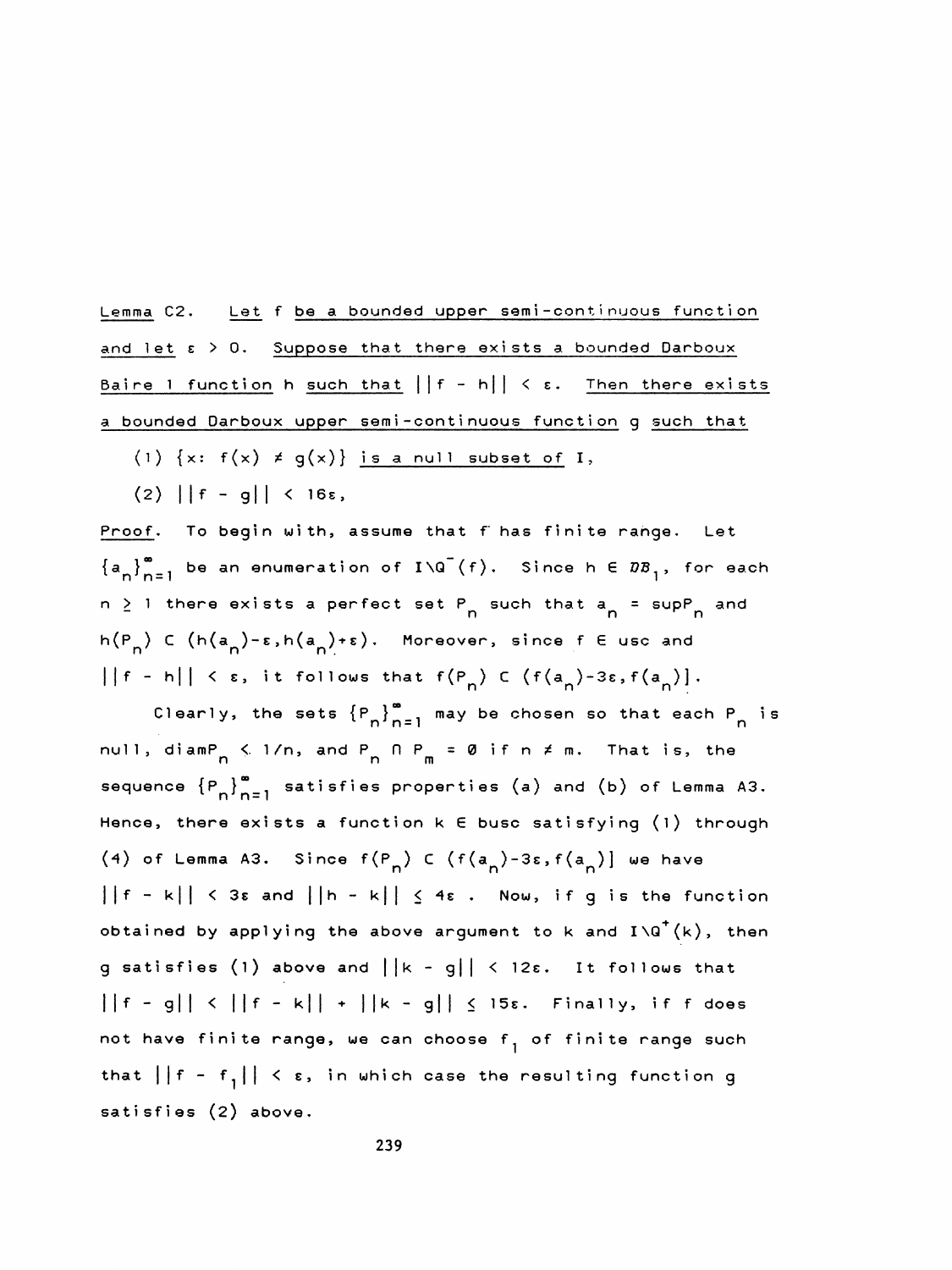Lemma C2. *Let $f$ be a bounded upper semi-continuous function and let $\varepsilon > 0$. Suppose that there exists a bounded Darboux Baire 1 function $h$ such that $||f - h|| < \varepsilon$. Then there exists a bounded Darboux upper semi-continuous function $g$ such that*

(1) $\{x: f(x) \neq g(x)\}$ *is a null subset of* $I$,

(2) $||f - g|| < 16\varepsilon$,

*Proof*. To begin with, assume that $f$ has finite range. Let $\{a_n\}_{n=1}^{\infty}$ be an enumeration of $I \backslash Q^-(f)$. Since $h \in \mathcal{DB}_1$, for each $n \geq 1$ there exists a perfect set $P_n$ such that $a_n = \sup P_n$ and $h(P_n) \subset (h(a_n)-\varepsilon, h(a_n)+\varepsilon)$. Moreover, since $f \in$ usc and $||f - h|| < \varepsilon$, it follows that $f(P_n) \subset (f(a_n)-3\varepsilon, f(a_n)]$.

Clearly, the sets $\{P_n\}_{n=1}^{\infty}$ may be chosen so that each $P_n$ is null, $\operatorname{diam} P_n < 1/n$, and $P_n \cap P_m = \emptyset$ if $n \neq m$. That is, the sequence $\{P_n\}_{n=1}^{\infty}$ satisfies properties (a) and (b) of Lemma A3. Hence, there exists a function $k \in$ busc satisfying (1) through (4) of Lemma A3. Since $f(P_n) \subset (f(a_n)-3\varepsilon, f(a_n)]$ we have $||f - k|| < 3\varepsilon$ and $||h - k|| \leq 4\varepsilon$. Now, if $g$ is the function obtained by applying the above argument to $k$ and $I \backslash Q^+(k)$, then $g$ satisfies (1) above and $||k - g|| < 12\varepsilon$. It follows that $||f - g|| < ||f - k|| + ||k - g|| \leq 15\varepsilon$. Finally, if $f$ does not have finite range, we can choose $f_1$ of finite range such that $||f - f_1|| < \varepsilon$, in which case the resulting function $g$ satisfies (2) above.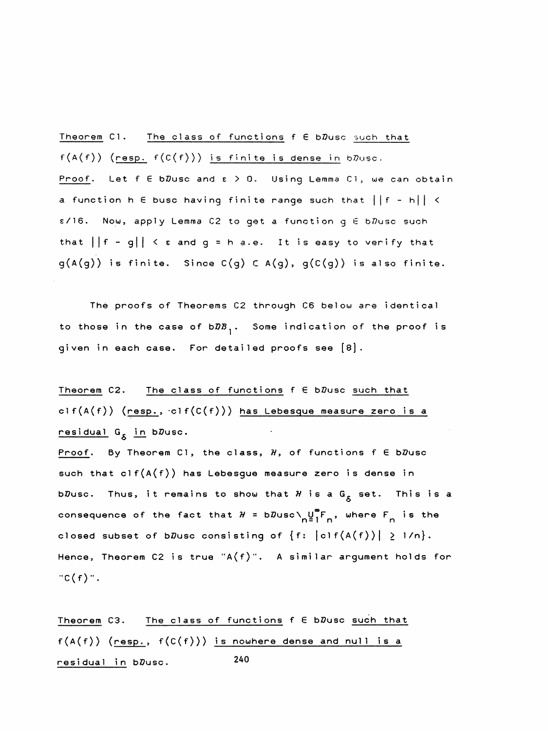Theorem C1. <u>The class of functions</u> $f \in b\mathcal{D}usc$ <u>such that</u> $f(A(f))$ <u>(resp.</u> $f(C(f))$<u>) is finite is dense in</u> $b\mathcal{D}usc$.

Proof. Let $f \in b\mathcal{D}usc$ and $\varepsilon > 0$. Using Lemma C1, we can obtain a function $h \in busc$ having finite range such that $||f - h|| < \varepsilon/16$. Now, apply Lemma C2 to get a function $g \in b\mathcal{D}usc$ such that $||f - g|| < \varepsilon$ and $g = h$ a.e. It is easy to verify that $g(A(g))$ is finite. Since $C(g) \subset A(g)$, $g(C(g))$ is also finite.

The proofs of Theorems C2 through C6 below are identical to those in the case of $b\mathcal{D}\mathcal{B}_1$. Some indication of the proof is given in each case. For detailed proofs see [8].

Theorem C2. <u>The class of functions</u> $f \in b\mathcal{D}usc$ <u>such that</u> $\mathrm{cl}\, f(A(f))$ <u>(resp.,</u> $\mathrm{cl}\, f(C(f))$<u>) has Lebesgue measure zero is a residual</u> $G_\delta$ <u>in</u> $b\mathcal{D}usc$.

Proof. By Theorem C1, the class, $\mathcal{H}$, of functions $f \in b\mathcal{D}usc$ such that $\mathrm{cl}\, f(A(f))$ has Lebesgue measure zero is dense in $b\mathcal{D}usc$. Thus, it remains to show that $\mathcal{H}$ is a $G_\delta$ set. This is a consequence of the fact that $\mathcal{H} = b\mathcal{D}usc \setminus \bigcup_{n=1}^{\infty} F_n$, where $F_n$ is the closed subset of $b\mathcal{D}usc$ consisting of $\{f\colon |\mathrm{cl}\, f(A(f))| \geq 1/n\}$. Hence, Theorem C2 is true "$A(f)$". A similar argument holds for "$C(f)$".

Theorem C3. <u>The class of functions</u> $f \in b\mathcal{D}usc$ <u>such that</u> $f(A(f))$ <u>(resp.,</u> $f(C(f))$<u>) is nowhere dense and null is a residual in</u> $b\mathcal{D}usc$.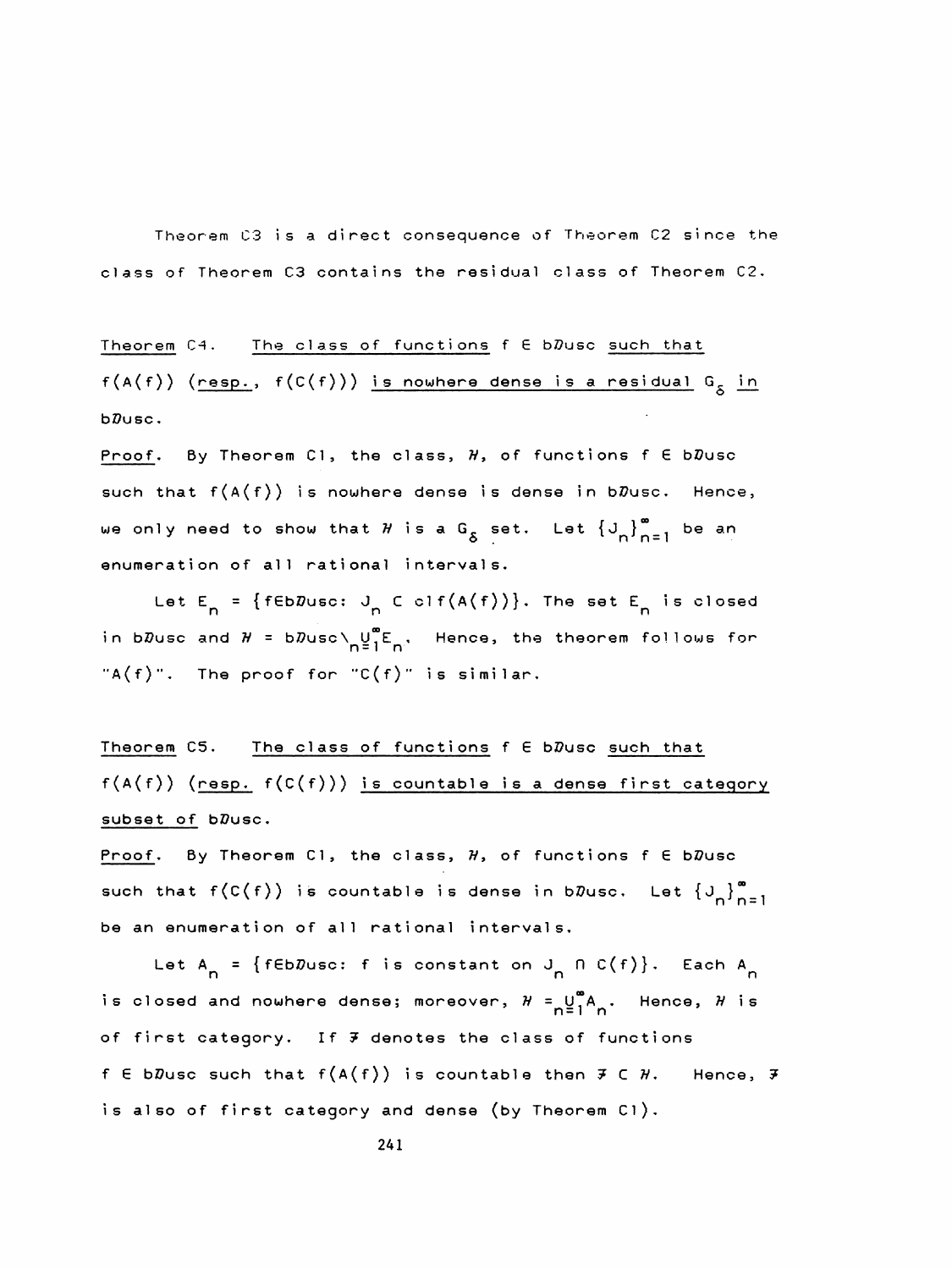Theorem C3 is a direct consequence of Theorem C2 since the class of Theorem C3 contains the residual class of Theorem C2.

Theorem C4. The class of functions $f \in b\mathcal{D}usc$ such that $f(A(f))$ (resp., $f(C(f))$) is nowhere dense is a residual $G_\delta$ in $b\mathcal{D}usc$.

Proof. By Theorem C1, the class, $\mathcal{H}$, of functions $f \in b\mathcal{D}usc$ such that $f(A(f))$ is nowhere dense is dense in $b\mathcal{D}usc$. Hence, we only need to show that $\mathcal{H}$ is a $G_\delta$ set. Let $\{J_n\}_{n=1}^{\infty}$ be an enumeration of all rational intervals.

Let $E_n = \{f \in b\mathcal{D}usc\colon J_n \subset \operatorname{cl} f(A(f))\}$. The set $E_n$ is closed in $b\mathcal{D}usc$ and $\mathcal{H} = b\mathcal{D}usc \setminus \bigcup_{n=1}^{\infty} E_n$. Hence, the theorem follows for "$A(f)$". The proof for "$C(f)$" is similar.

Theorem C5. The class of functions $f \in b\mathcal{D}usc$ such that $f(A(f))$ (resp. $f(C(f))$) is countable is a dense first category subset of $b\mathcal{D}usc$.

Proof. By Theorem C1, the class, $\mathcal{H}$, of functions $f \in b\mathcal{D}usc$ such that $f(C(f))$ is countable is dense in $b\mathcal{D}usc$. Let $\{J_n\}_{n=1}^{\infty}$ be an enumeration of all rational intervals.

Let $A_n = \{f \in b\mathcal{D}usc\colon f \text{ is constant on } J_n \cap C(f)\}$. Each $A_n$ is closed and nowhere dense; moreover, $\mathcal{H} = \bigcup_{n=1}^{\infty} A_n$. Hence, $\mathcal{H}$ is of first category. If $\mathcal{F}$ denotes the class of functions $f \in b\mathcal{D}usc$ such that $f(A(f))$ is countable then $\mathcal{F} \subset \mathcal{H}$. Hence, $\mathcal{F}$ is also of first category and dense (by Theorem C1).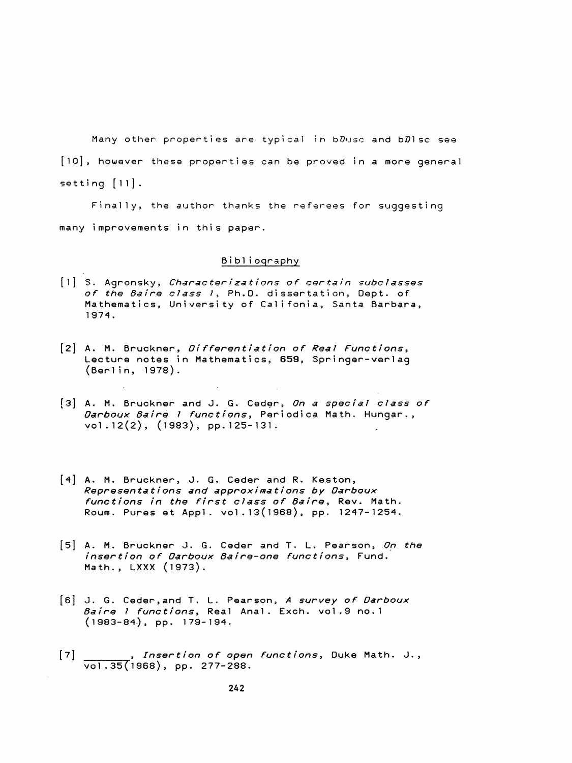Many other properties are typical in b$\mathcal{D}$usc and b$\mathcal{D}$lsc see [10], however these properties can be proved in a more general setting [11].

Finally, the author thanks the referees for suggesting many improvements in this paper.

## Bibliography

[1] S. Agronsky, *Characterizations of certain subclasses of the Baire class 1*, Ph.D. dissertation, Dept. of Mathematics, University of Califonia, Santa Barbara, 1974.

[2] A. M. Bruckner, *Differentiation of Real Functions*, Lecture notes in Mathematics, **659**, Springer-verlag (Berlin, 1978).

[3] A. M. Bruckner and J. G. Ceder, *On a special class of Darboux Baire 1 functions*, Periodica Math. Hungar., vol.12(2), (1983), pp.125-131.

[4] A. M. Bruckner, J. G. Ceder and R. Keston, *Representations and approximations by Darboux functions in the first class of Baire*, Rev. Math. Roum. Pures et Appl. vol.13(1968), pp. 1247-1254.

[5] A. M. Bruckner J. G. Ceder and T. L. Pearson, *On the insertion of Darboux Baire-one functions*, Fund. Math., LXXX (1973).

[6] J. G. Ceder,and T. L. Pearson, *A survey of Darboux Baire 1 functions*, Real Anal. Exch. vol.9 no.1 (1983-84), pp. 179-194.

[7] _______, *Insertion of open functions*, Duke Math. J., vol.35(1968), pp. 277-288.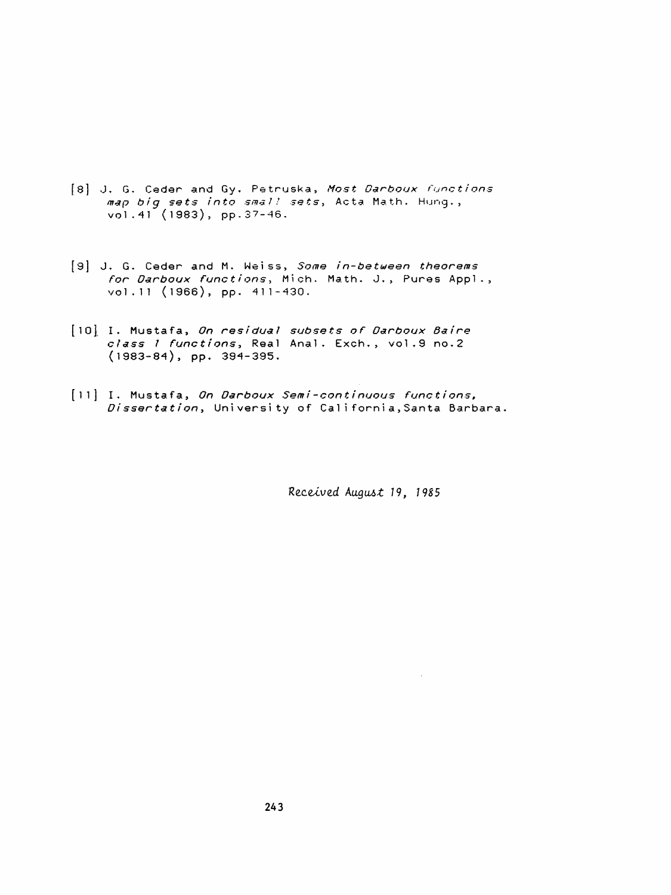[8] J. G. Ceder and Gy. Petruska, *Most Darboux functions map big sets into small sets*, Acta Math. Hung., vol.41 (1983), pp.37-46.

[9] J. G. Ceder and M. Weiss, *Some in-between theorems for Darboux functions*, Mich. Math. J., Pures Appl., vol.11 (1966), pp. 411-430.

[10] I. Mustafa, *On residual subsets of Darboux Baire class 1 functions*, Real Anal. Exch., vol.9 no.2 (1983-84), pp. 394-395.

[11] I. Mustafa, *On Darboux Semi-continuous functions, Dissertation*, University of California, Santa Barbara.

*Received August 19, 1985*